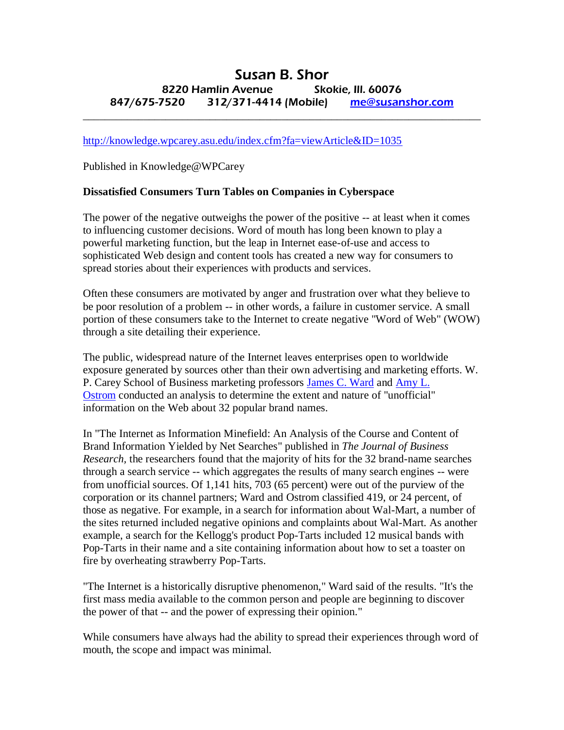# Susan B. Shor

8220 Hamlin Avenue Skokie, Ill. 60076

847/675-7520 312/371-4414 (Mobile) [me@susanshor.com](mailto:me@susanshor.com)

---

[http://knowledge.wpcarey.asu.edu/index.cfm?fa=viewArticle&ID=1035](http://knowledge.wpcarey.asu.edu/index.cfm?fa=viewArticle&ID=1035)

Published in Knowledge@WPCarey

**Dissatisfied Consumers Turn Tables on Companies in Cyberspace**

The power of the negative outweighs the power of the positive -- at least when it comes to influencing customer decisions. Word of mouth has long been known to play a powerful marketing function, but the leap in Internet ease-of-use and access to sophisticated Web design and content tools has created a new way for consumers to spread stories about their experiences with products and services.

Often these consumers are motivated by anger and frustration over what they believe to be poor resolution of a problem -- in other words, a failure in customer service. A small portion of these consumers take to the Internet to create negative "Word of Web" (WOW) through a site detailing their experience.

The public, widespread nature of the Internet leaves enterprises open to worldwide exposure generated by sources other than their own advertising and marketing efforts. W. P. Carey School of Business marketing professors James C. Ward and Amy L. Ostrom conducted an analysis to determine the extent and nature of "unofficial" information on the Web about 32 popular brand names.

In "The Internet as Information Minefield: An Analysis of the Course and Content of Brand Information Yielded by Net Searches" published in *The Journal of Business Research*, the researchers found that the majority of hits for the 32 brand-name searches through a search service -- which aggregates the results of many search engines -- were from unofficial sources. Of 1,141 hits, 703 (65 percent) were out of the purview of the corporation or its channel partners; Ward and Ostrom classified 419, or 24 percent, of those as negative. For example, in a search for information about Wal-Mart, a number of the sites returned included negative opinions and complaints about Wal-Mart. As another example, a search for the Kellogg's product Pop-Tarts included 12 musical bands with Pop-Tarts in their name and a site containing information about how to set a toaster on fire by overheating strawberry Pop-Tarts.

"The Internet is a historically disruptive phenomenon," Ward said of the results. "It's the first mass media available to the common person and people are beginning to discover the power of that -- and the power of expressing their opinion."

While consumers have always had the ability to spread their experiences through word of mouth, the scope and impact was minimal.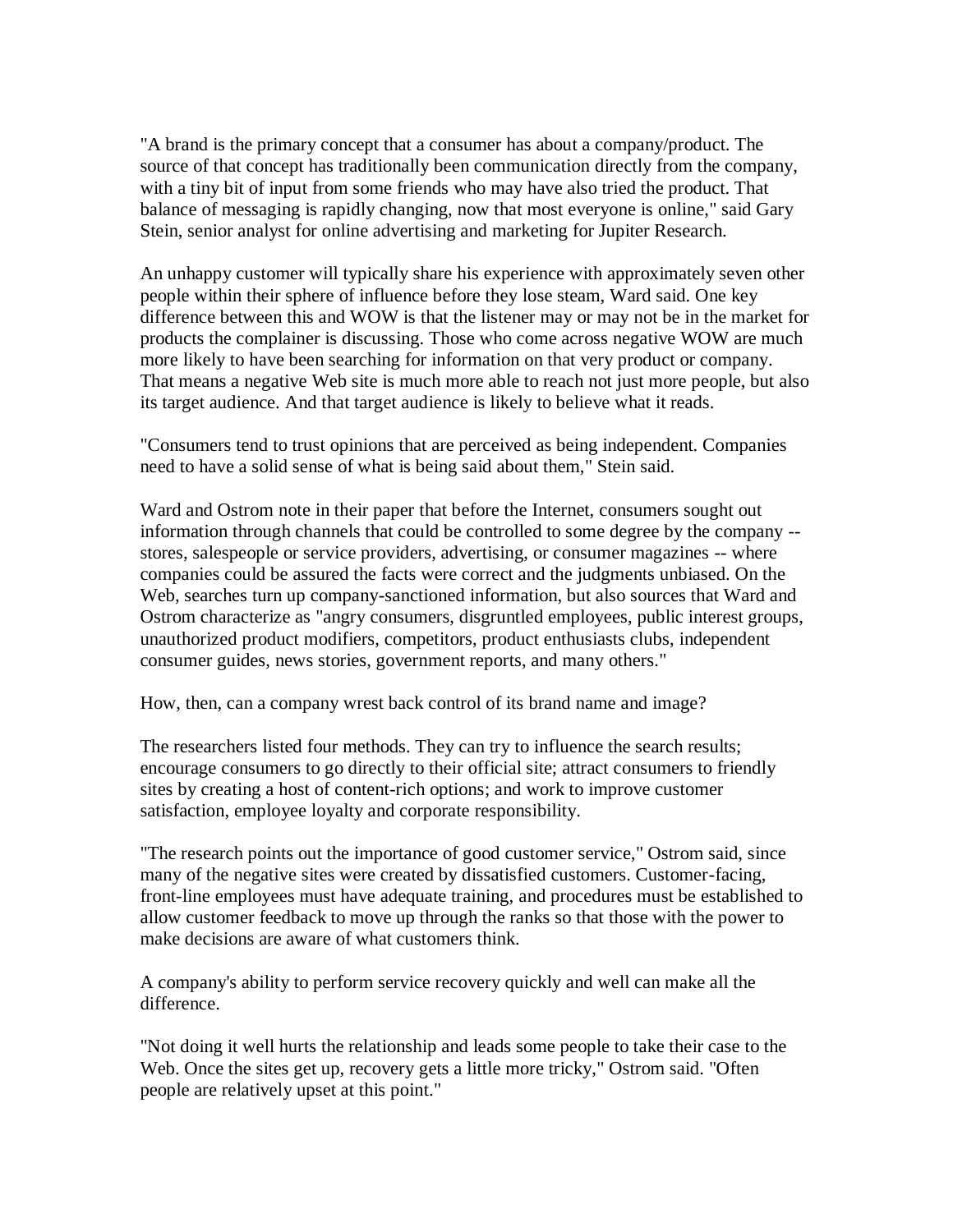"A brand is the primary concept that a consumer has about a company/product. The source of that concept has traditionally been communication directly from the company, with a tiny bit of input from some friends who may have also tried the product. That balance of messaging is rapidly changing, now that most everyone is online," said Gary Stein, senior analyst for online advertising and marketing for Jupiter Research.

An unhappy customer will typically share his experience with approximately seven other people within their sphere of influence before they lose steam, Ward said. One key difference between this and WOW is that the listener may or may not be in the market for products the complainer is discussing. Those who come across negative WOW are much more likely to have been searching for information on that very product or company. That means a negative Web site is much more able to reach not just more people, but also its target audience. And that target audience is likely to believe what it reads.

"Consumers tend to trust opinions that are perceived as being independent. Companies need to have a solid sense of what is being said about them," Stein said.

Ward and Ostrom note in their paper that before the Internet, consumers sought out information through channels that could be controlled to some degree by the company -- stores, salespeople or service providers, advertising, or consumer magazines -- where companies could be assured the facts were correct and the judgments unbiased. On the Web, searches turn up company-sanctioned information, but also sources that Ward and Ostrom characterize as "angry consumers, disgruntled employees, public interest groups, unauthorized product modifiers, competitors, product enthusiasts clubs, independent consumer guides, news stories, government reports, and many others."

How, then, can a company wrest back control of its brand name and image?

The researchers listed four methods. They can try to influence the search results; encourage consumers to go directly to their official site; attract consumers to friendly sites by creating a host of content-rich options; and work to improve customer satisfaction, employee loyalty and corporate responsibility.

"The research points out the importance of good customer service," Ostrom said, since many of the negative sites were created by dissatisfied customers. Customer-facing, front-line employees must have adequate training, and procedures must be established to allow customer feedback to move up through the ranks so that those with the power to make decisions are aware of what customers think.

A company's ability to perform service recovery quickly and well can make all the difference.

"Not doing it well hurts the relationship and leads some people to take their case to the Web. Once the sites get up, recovery gets a little more tricky," Ostrom said. "Often people are relatively upset at this point."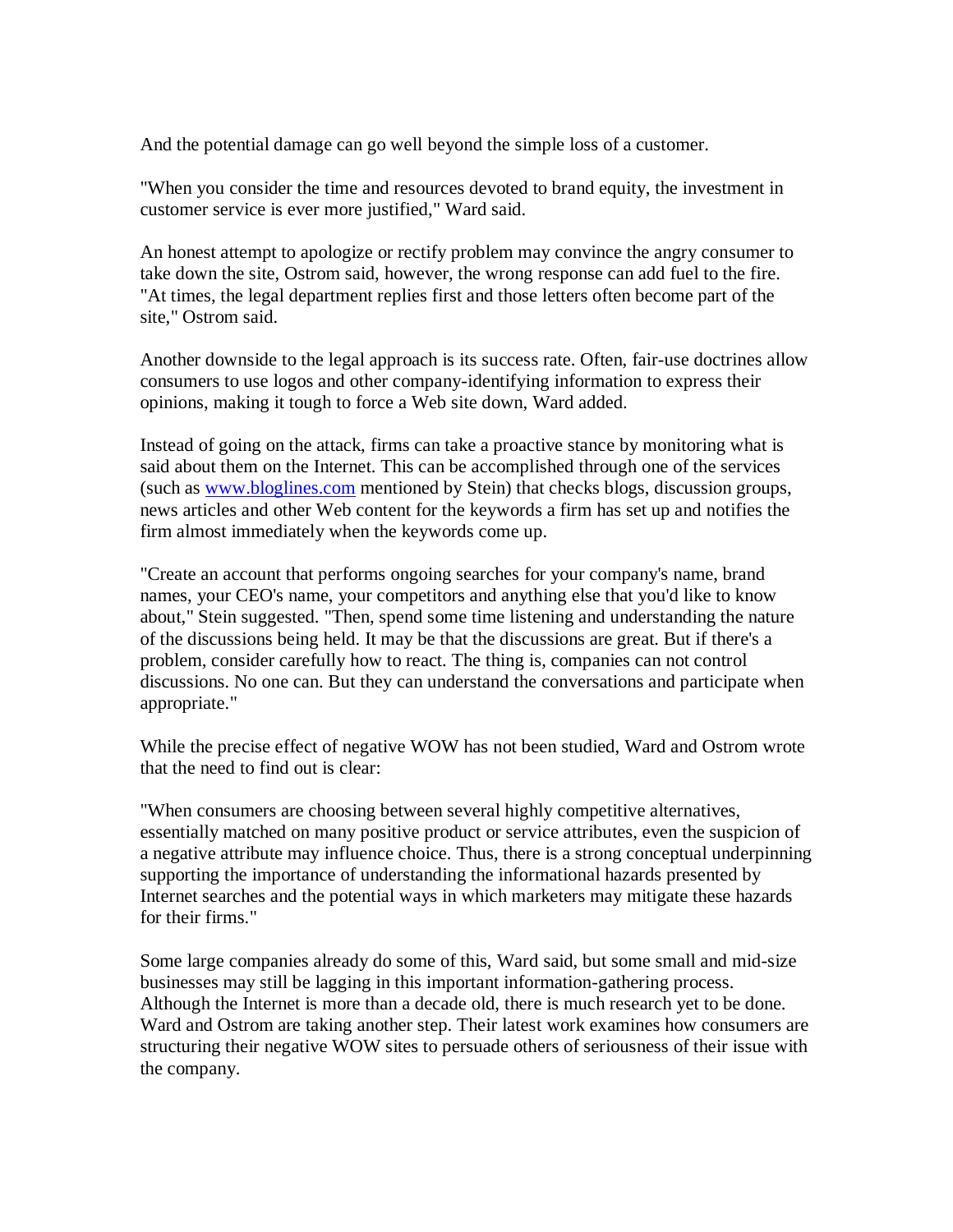And the potential damage can go well beyond the simple loss of a customer.

"When you consider the time and resources devoted to brand equity, the investment in customer service is ever more justified," Ward said.

An honest attempt to apologize or rectify problem may convince the angry consumer to take down the site, Ostrom said, however, the wrong response can add fuel to the fire. "At times, the legal department replies first and those letters often become part of the site," Ostrom said.

Another downside to the legal approach is its success rate. Often, fair-use doctrines allow consumers to use logos and other company-identifying information to express their opinions, making it tough to force a Web site down, Ward added.

Instead of going on the attack, firms can take a proactive stance by monitoring what is said about them on the Internet. This can be accomplished through one of the services (such as [www.bloglines.com](http://www.bloglines.com) mentioned by Stein) that checks blogs, discussion groups, news articles and other Web content for the keywords a firm has set up and notifies the firm almost immediately when the keywords come up.

"Create an account that performs ongoing searches for your company's name, brand names, your CEO's name, your competitors and anything else that you'd like to know about," Stein suggested. "Then, spend some time listening and understanding the nature of the discussions being held. It may be that the discussions are great. But if there's a problem, consider carefully how to react. The thing is, companies can not control discussions. No one can. But they can understand the conversations and participate when appropriate."

While the precise effect of negative WOW has not been studied, Ward and Ostrom wrote that the need to find out is clear:

"When consumers are choosing between several highly competitive alternatives, essentially matched on many positive product or service attributes, even the suspicion of a negative attribute may influence choice. Thus, there is a strong conceptual underpinning supporting the importance of understanding the informational hazards presented by Internet searches and the potential ways in which marketers may mitigate these hazards for their firms."

Some large companies already do some of this, Ward said, but some small and mid-size businesses may still be lagging in this important information-gathering process. Although the Internet is more than a decade old, there is much research yet to be done. Ward and Ostrom are taking another step. Their latest work examines how consumers are structuring their negative WOW sites to persuade others of seriousness of their issue with the company.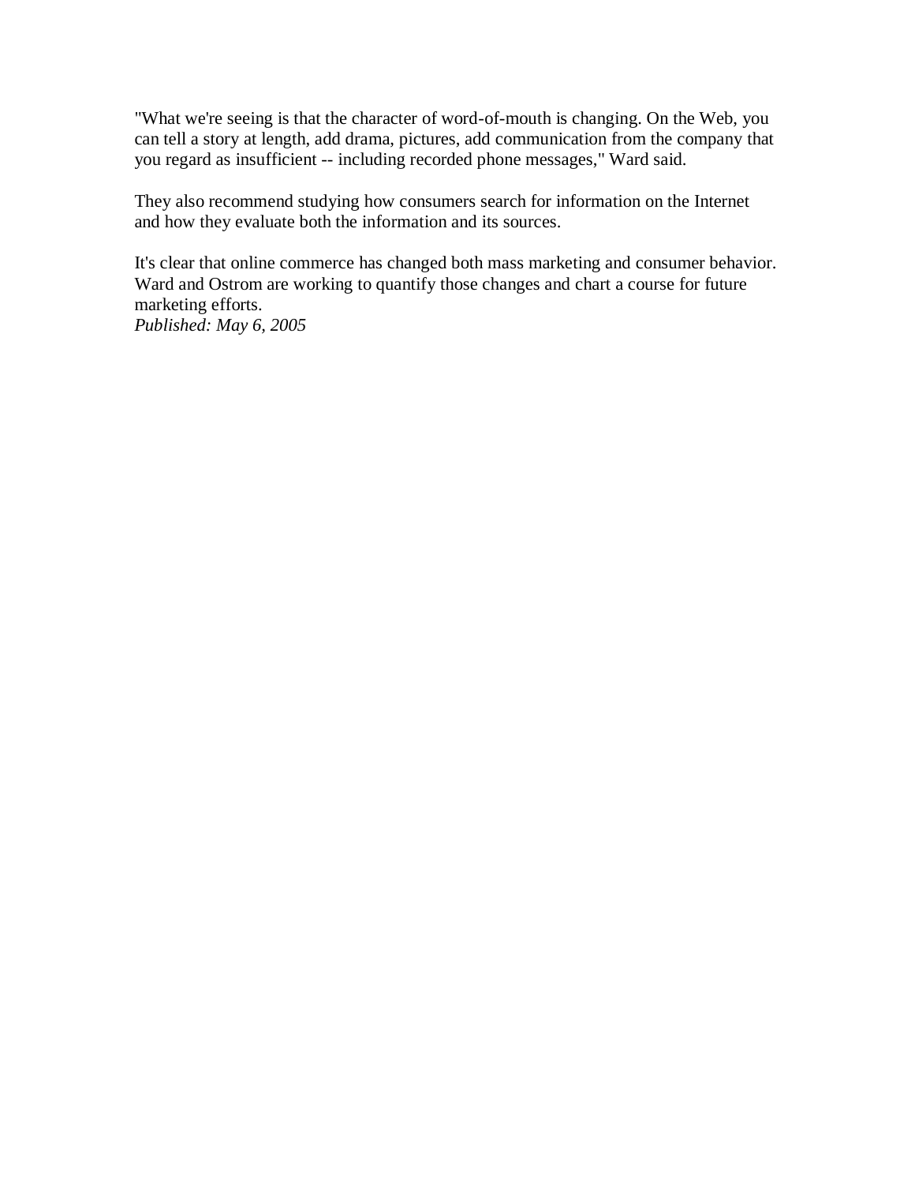"What we're seeing is that the character of word-of-mouth is changing. On the Web, you can tell a story at length, add drama, pictures, add communication from the company that you regard as insufficient -- including recorded phone messages," Ward said.

They also recommend studying how consumers search for information on the Internet and how they evaluate both the information and its sources.

It's clear that online commerce has changed both mass marketing and consumer behavior. Ward and Ostrom are working to quantify those changes and chart a course for future marketing efforts.
*Published: May 6, 2005*